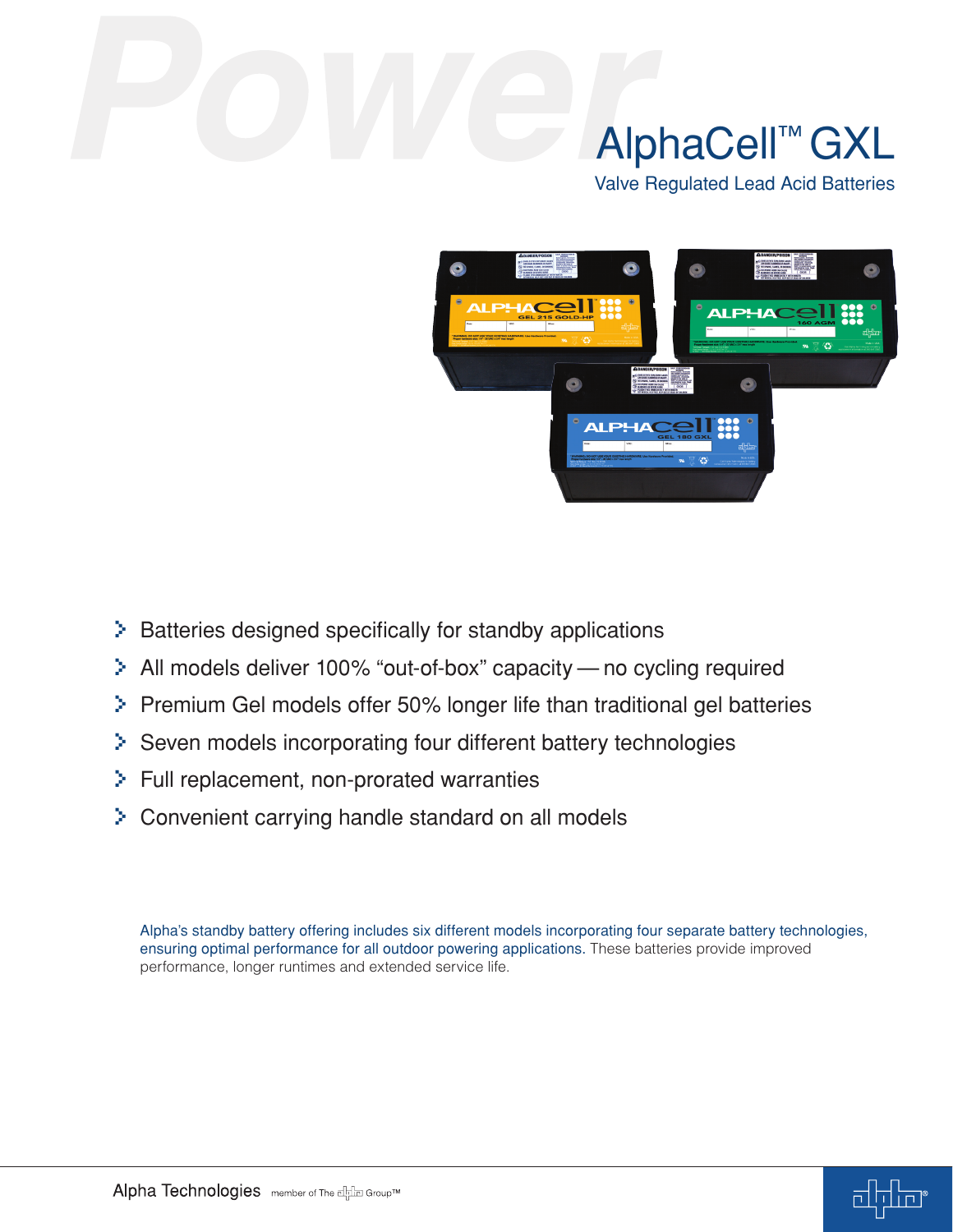# AlphaCell™ GXL

## Valve Regulated Lead Acid Batteries

- Batteries designed specifically for standby applications
- All models deliver 100% "out-of-box" capacity — no cycling required
- Premium Gel models offer 50% longer life than traditional gel batteries
- Seven models incorporating four different battery technologies
- Full replacement, non-prorated warranties
- Convenient carrying handle standard on all models

Alpha's standby battery offering includes six different models incorporating four separate battery technologies, ensuring optimal performance for all outdoor powering applications. These batteries provide improved performance, longer runtimes and extended service life.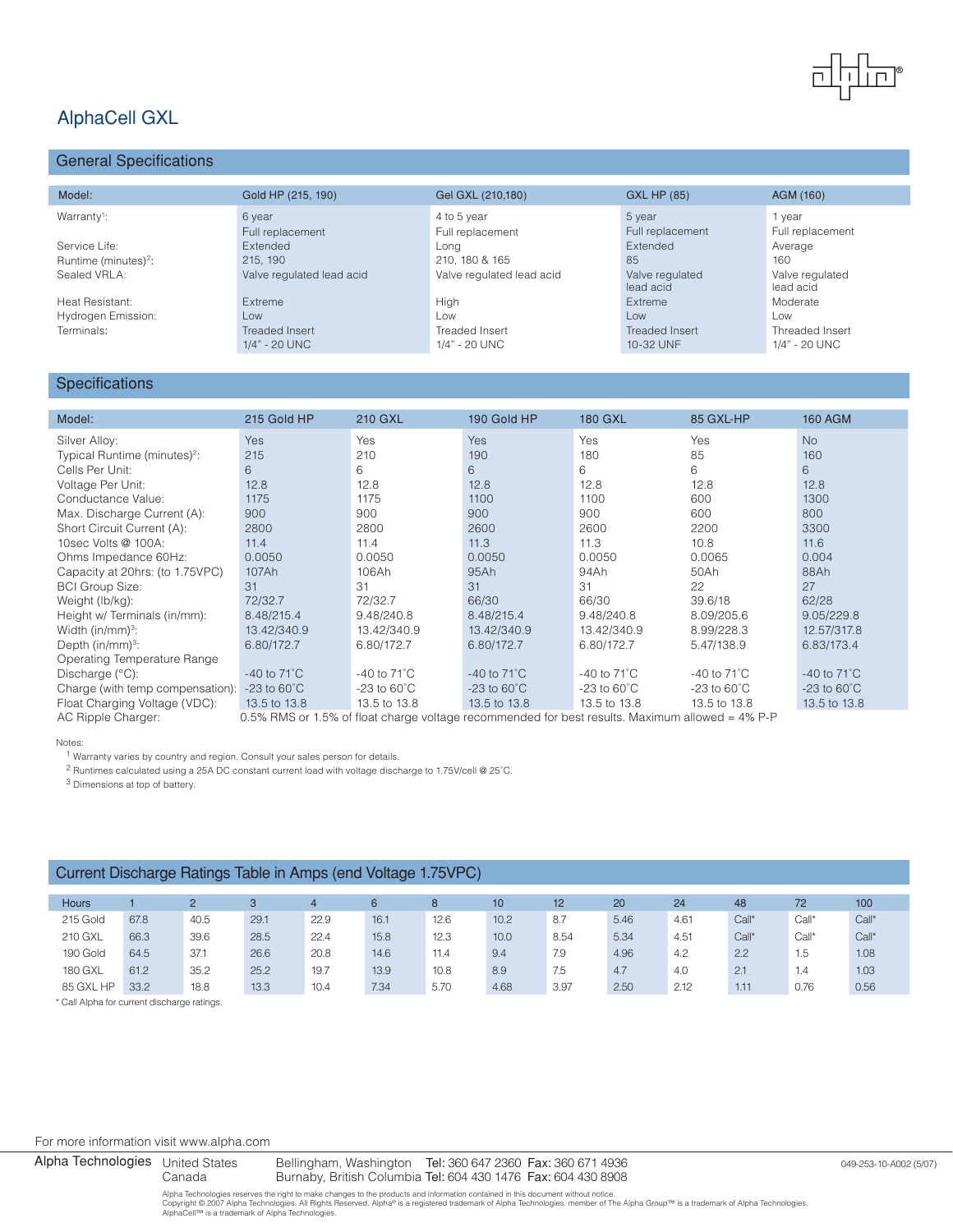# AlphaCell GXL

## General Specifications

| Model: | Gold HP (215, 190) | Gel GXL (210,180) | GXL HP (85) | AGM (160) |
|---|---|---|---|---|
| Warranty[1]: | 6 year<br>Full replacement | 4 to 5 year<br>Full replacement | 5 year<br>Full replacement | 1 year<br>Full replacement |
| Service Life: | Extended | Long | Extended | Average |
| Runtime (minutes)[2]: | 215, 190 | 210, 180 & 165 | 85 | 160 |
| Sealed VRLA: | Valve regulated lead acid | Valve regulated lead acid | Valve regulated lead acid | Valve regulated lead acid |
| Heat Resistant: | Extreme | High | Extreme | Moderate |
| Hydrogen Emission: | Low | Low | Low | Low |
| Terminals: | Treaded Insert<br>1/4" - 20 UNC | Treaded Insert<br>1/4" - 20 UNC | Treaded Insert<br>10-32 UNF | Threaded Insert<br>1/4" - 20 UNC |

## Specifications

| Model: | 215 Gold HP | 210 GXL | 190 Gold HP | 180 GXL | 85 GXL-HP | 160 AGM |
|---|---|---|---|---|---|---|
| Silver Alloy: | Yes | Yes | Yes | Yes | Yes | No |
| Typical Runtime (minutes)[2]: | 215 | 210 | 190 | 180 | 85 | 160 |
| Cells Per Unit: | 6 | 6 | 6 | 6 | 6 | 6 |
| Voltage Per Unit: | 12.8 | 12.8 | 12.8 | 12.8 | 12.8 | 12.8 |
| Conductance Value: | 1175 | 1175 | 1100 | 1100 | 600 | 1300 |
| Max. Discharge Current (A): | 900 | 900 | 900 | 900 | 600 | 800 |
| Short Circuit Current (A): | 2800 | 2800 | 2600 | 2600 | 2200 | 3300 |
| 10sec Volts @ 100A: | 11.4 | 11.4 | 11.3 | 11.3 | 10.8 | 11.6 |
| Ohms Impedance 60Hz: | 0.0050 | 0.0050 | 0.0050 | 0.0050 | 0.0065 | 0.004 |
| Capacity at 20hrs: (to 1.75VPC) | 107Ah | 106Ah | 95Ah | 94Ah | 50Ah | 88Ah |
| BCI Group Size: | 31 | 31 | 31 | 31 | 22 | 27 |
| Weight (lb/kg): | 72/32.7 | 72/32.7 | 66/30 | 66/30 | 39.6/18 | 62/28 |
| Height w/ Terminals (in/mm): | 8.48/215.4 | 9.48/240.8 | 8.48/215.4 | 9.48/240.8 | 8.09/205.6 | 9.05/229.8 |
| Width (in/mm)[3]: | 13.42/340.9 | 13.42/340.9 | 13.42/340.9 | 13.42/340.9 | 8.99/228.3 | 12.57/317.8 |
| Depth (in/mm)[3]: | 6.80/172.7 | 6.80/172.7 | 6.80/172.7 | 6.80/172.7 | 5.47/138.9 | 6.83/173.4 |
| Operating Temperature Range Discharge (°C): | -40 to 71°C | -40 to 71°C | -40 to 71°C | -40 to 71°C | -40 to 71°C | -40 to 71°C |
| Charge (with temp compensation): | -23 to 60°C | -23 to 60°C | -23 to 60°C | -23 to 60°C | -23 to 60°C | -23 to 60°C |
| Float Charging Voltage (VDC): | 13.5 to 13.8 | 13.5 to 13.8 | 13.5 to 13.8 | 13.5 to 13.8 | 13.5 to 13.8 | 13.5 to 13.8 |
| AC Ripple Charger: | 0.5% RMS or 1.5% of float charge voltage recommended for best results. Maximum allowed = 4% P-P | | | | | |

Notes:
[1] Warranty varies by country and region. Consult your sales person for details.
[2] Runtimes calculated using a 25A DC constant current load with voltage discharge to 1.75V/cell @ 25°C.
[3] Dimensions at top of battery.

## Current Discharge Ratings Table in Amps (end Voltage 1.75VPC)

| Hours | 1 | 2 | 3 | 4 | 6 | 8 | 10 | 12 | 20 | 24 | 48 | 72 | 100 |
|---|---|---|---|---|---|---|---|---|---|---|---|---|---|
| 215 Gold | 67.8 | 40.5 | 29.1 | 22.9 | 16.1 | 12.6 | 10.2 | 8.7 | 5.46 | 4.61 | Call* | Call* | Call* |
| 210 GXL | 66.3 | 39.6 | 28.5 | 22.4 | 15.8 | 12.3 | 10.0 | 8.54 | 5.34 | 4.51 | Call* | Call* | Call* |
| 190 Gold | 64.5 | 37.1 | 26.6 | 20.8 | 14.6 | 11.4 | 9.4 | 7.9 | 4.96 | 4.2 | 2.2 | 1.5 | 1.08 |
| 180 GXL | 61.2 | 35.2 | 25.2 | 19.7 | 13.9 | 10.8 | 8.9 | 7.5 | 4.7 | 4.0 | 2.1 | 1.4 | 1.03 |
| 85 GXL HP | 33.2 | 18.8 | 13.3 | 10.4 | 7.34 | 5.70 | 4.68 | 3.97 | 2.50 | 2.12 | 1.11 | 0.76 | 0.56 |

\* Call Alpha for current discharge ratings.

For more information visit www.alpha.com

Alpha Technologies
United States — Bellingham, Washington Tel: 360 647 2360 Fax: 360 671 4936
Canada — Burnaby, British Columbia Tel: 604 430 1476 Fax: 604 430 8908

049-253-10-A002 (5/07)

Alpha Technologies reserves the right to make changes to the products and information contained in this document without notice.
Copyright © 2007 Alpha Technologies. All Rights Reserved. Alpha® is a registered trademark of Alpha Technologies. member of The Alpha Group™ is a trademark of Alpha Technologies.
AlphaCell™ is a trademark of Alpha Technologies.